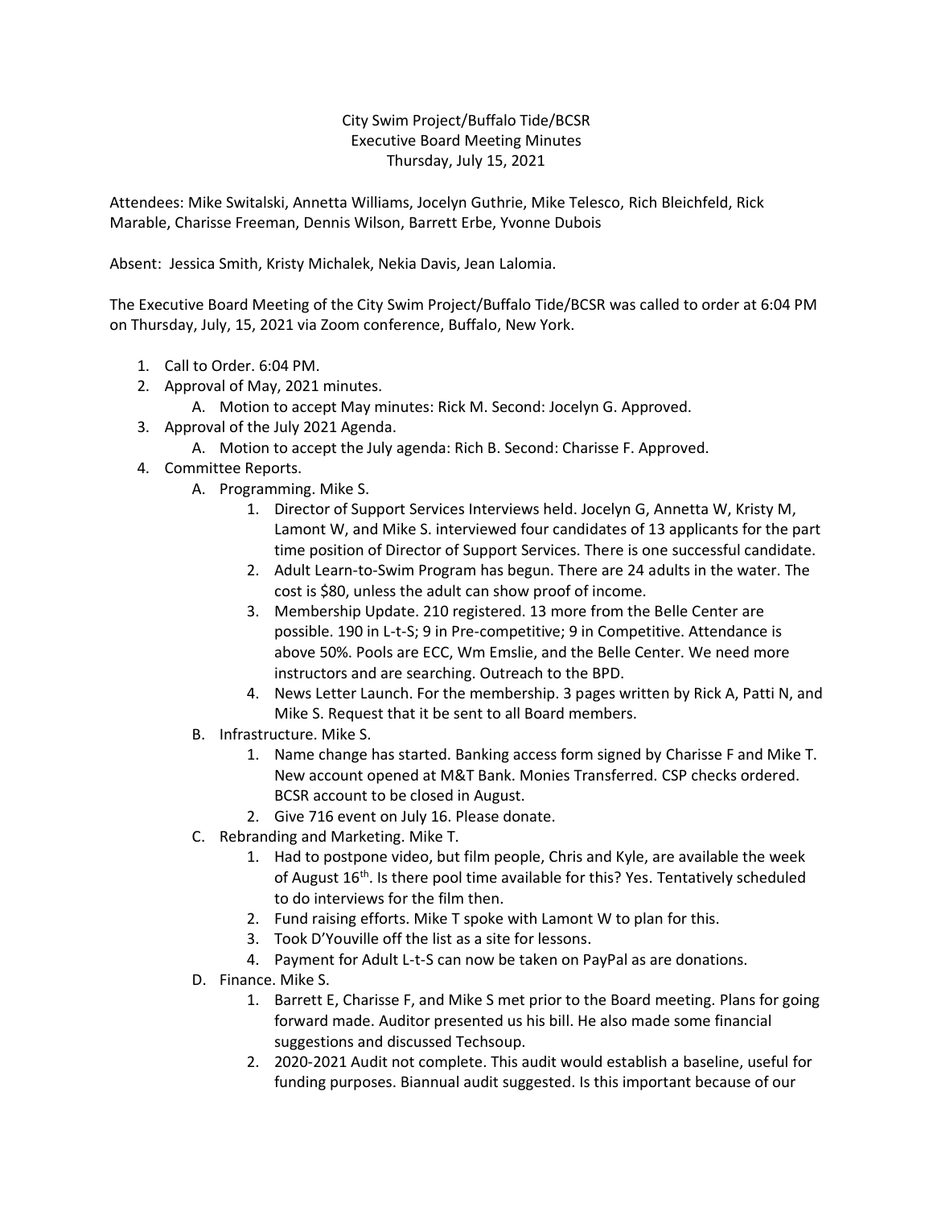City Swim Project/Buffalo Tide/BCSR
Executive Board Meeting Minutes
Thursday, July 15, 2021

Attendees: Mike Switalski, Annetta Williams, Jocelyn Guthrie, Mike Telesco, Rich Bleichfeld, Rick Marable, Charisse Freeman, Dennis Wilson, Barrett Erbe, Yvonne Dubois

Absent: Jessica Smith, Kristy Michalek, Nekia Davis, Jean Lalomia.

The Executive Board Meeting of the City Swim Project/Buffalo Tide/BCSR was called to order at 6:04 PM on Thursday, July, 15, 2021 via Zoom conference, Buffalo, New York.

1. Call to Order. 6:04 PM.
2. Approval of May, 2021 minutes.
   A. Motion to accept May minutes: Rick M. Second: Jocelyn G. Approved.
3. Approval of the July 2021 Agenda.
   A. Motion to accept the July agenda: Rich B. Second: Charisse F. Approved.
4. Committee Reports.
   A. Programming. Mike S.
      1. Director of Support Services Interviews held. Jocelyn G, Annetta W, Kristy M, Lamont W, and Mike S. interviewed four candidates of 13 applicants for the part time position of Director of Support Services. There is one successful candidate.
      2. Adult Learn-to-Swim Program has begun. There are 24 adults in the water. The cost is $80, unless the adult can show proof of income.
      3. Membership Update. 210 registered. 13 more from the Belle Center are possible. 190 in L-t-S; 9 in Pre-competitive; 9 in Competitive. Attendance is above 50%. Pools are ECC, Wm Emslie, and the Belle Center. We need more instructors and are searching. Outreach to the BPD.
      4. News Letter Launch. For the membership. 3 pages written by Rick A, Patti N, and Mike S. Request that it be sent to all Board members.
   B. Infrastructure. Mike S.
      1. Name change has started. Banking access form signed by Charisse F and Mike T. New account opened at M&T Bank. Monies Transferred. CSP checks ordered. BCSR account to be closed in August.
      2. Give 716 event on July 16. Please donate.
   C. Rebranding and Marketing. Mike T.
      1. Had to postpone video, but film people, Chris and Kyle, are available the week of August 16th. Is there pool time available for this? Yes. Tentatively scheduled to do interviews for the film then.
      2. Fund raising efforts. Mike T spoke with Lamont W to plan for this.
      3. Took D'Youville off the list as a site for lessons.
      4. Payment for Adult L-t-S can now be taken on PayPal as are donations.
   D. Finance. Mike S.
      1. Barrett E, Charisse F, and Mike S met prior to the Board meeting. Plans for going forward made. Auditor presented us his bill. He also made some financial suggestions and discussed Techsoup.
      2. 2020-2021 Audit not complete. This audit would establish a baseline, useful for funding purposes. Biannual audit suggested. Is this important because of our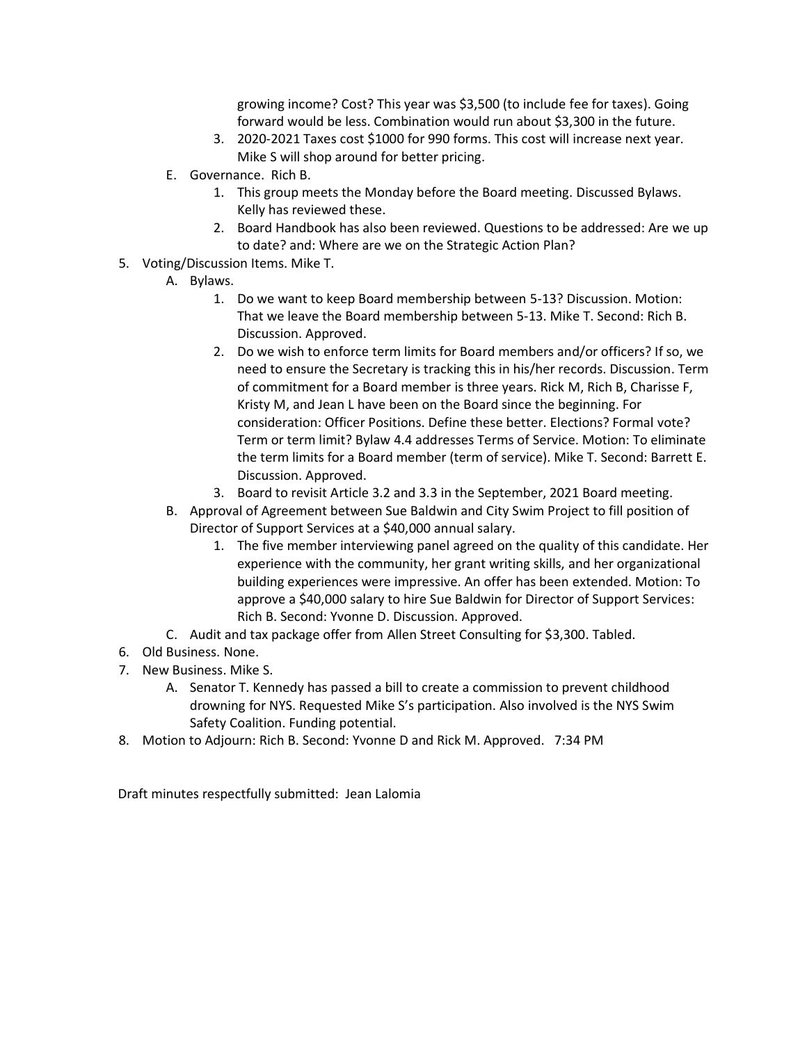growing income? Cost? This year was $3,500 (to include fee for taxes). Going forward would be less. Combination would run about $3,300 in the future.

3. 2020-2021 Taxes cost $1000 for 990 forms. This cost will increase next year. Mike S will shop around for better pricing.

E. Governance. Rich B.

1. This group meets the Monday before the Board meeting. Discussed Bylaws. Kelly has reviewed these.
2. Board Handbook has also been reviewed. Questions to be addressed: Are we up to date? and: Where are we on the Strategic Action Plan?

5. Voting/Discussion Items. Mike T.

   A. Bylaws.

      1. Do we want to keep Board membership between 5-13? Discussion. Motion: That we leave the Board membership between 5-13. Mike T. Second: Rich B. Discussion. Approved.
      2. Do we wish to enforce term limits for Board members and/or officers? If so, we need to ensure the Secretary is tracking this in his/her records. Discussion. Term of commitment for a Board member is three years. Rick M, Rich B, Charisse F, Kristy M, and Jean L have been on the Board since the beginning. For consideration: Officer Positions. Define these better. Elections? Formal vote? Term or term limit? Bylaw 4.4 addresses Terms of Service. Motion: To eliminate the term limits for a Board member (term of service). Mike T. Second: Barrett E. Discussion. Approved.
      3. Board to revisit Article 3.2 and 3.3 in the September, 2021 Board meeting.

   B. Approval of Agreement between Sue Baldwin and City Swim Project to fill position of Director of Support Services at a $40,000 annual salary.

      1. The five member interviewing panel agreed on the quality of this candidate. Her experience with the community, her grant writing skills, and her organizational building experiences were impressive. An offer has been extended. Motion: To approve a $40,000 salary to hire Sue Baldwin for Director of Support Services: Rich B. Second: Yvonne D. Discussion. Approved.

   C. Audit and tax package offer from Allen Street Consulting for $3,300. Tabled.

6. Old Business. None.
7. New Business. Mike S.

   A. Senator T. Kennedy has passed a bill to create a commission to prevent childhood drowning for NYS. Requested Mike S's participation. Also involved is the NYS Swim Safety Coalition. Funding potential.

8. Motion to Adjourn: Rich B. Second: Yvonne D and Rick M. Approved. 7:34 PM

Draft minutes respectfully submitted: Jean Lalomia